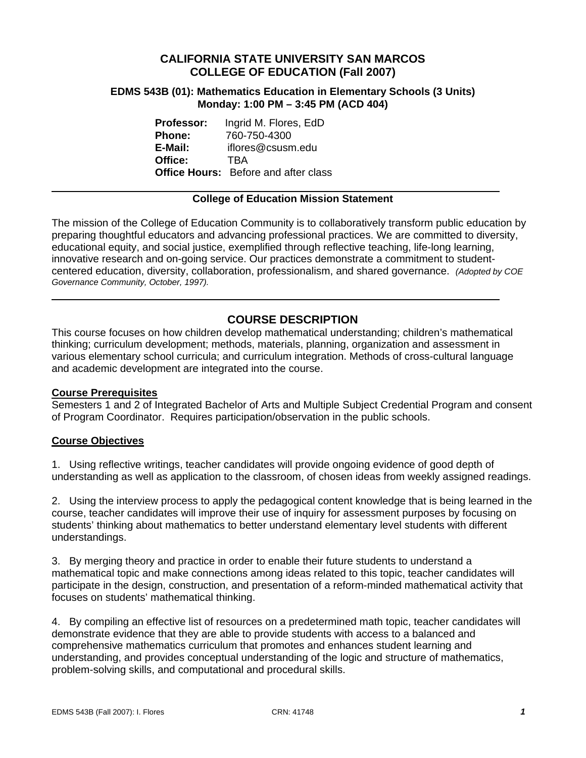# CALIFORNIA STATE UNIVERSITY SAN MARCOS
# COLLEGE OF EDUCATION (Fall 2007)

### EDMS 543B (01): Mathematics Education in Elementary Schools (3 Units)
### Monday: 1:00 PM – 3:45 PM (ACD 404)

**Professor:** Ingrid M. Flores, EdD
**Phone:** 760-750-4300
**E-Mail:** iflores@csusm.edu
**Office:** TBA
**Office Hours:** Before and after class

---

**College of Education Mission Statement**

The mission of the College of Education Community is to collaboratively transform public education by preparing thoughtful educators and advancing professional practices. We are committed to diversity, educational equity, and social justice, exemplified through reflective teaching, life-long learning, innovative research and on-going service. Our practices demonstrate a commitment to student-centered education, diversity, collaboration, professionalism, and shared governance. *(Adopted by COE Governance Community, October, 1997).*

---

## COURSE DESCRIPTION

This course focuses on how children develop mathematical understanding; children's mathematical thinking; curriculum development; methods, materials, planning, organization and assessment in various elementary school curricula; and curriculum integration. Methods of cross-cultural language and academic development are integrated into the course.

**Course Prerequisites**

Semesters 1 and 2 of Integrated Bachelor of Arts and Multiple Subject Credential Program and consent of Program Coordinator. Requires participation/observation in the public schools.

**Course Objectives**

1. Using reflective writings, teacher candidates will provide ongoing evidence of good depth of understanding as well as application to the classroom, of chosen ideas from weekly assigned readings.

2. Using the interview process to apply the pedagogical content knowledge that is being learned in the course, teacher candidates will improve their use of inquiry for assessment purposes by focusing on students' thinking about mathematics to better understand elementary level students with different understandings.

3. By merging theory and practice in order to enable their future students to understand a mathematical topic and make connections among ideas related to this topic, teacher candidates will participate in the design, construction, and presentation of a reform-minded mathematical activity that focuses on students' mathematical thinking.

4. By compiling an effective list of resources on a predetermined math topic, teacher candidates will demonstrate evidence that they are able to provide students with access to a balanced and comprehensive mathematics curriculum that promotes and enhances student learning and understanding, and provides conceptual understanding of the logic and structure of mathematics, problem-solving skills, and computational and procedural skills.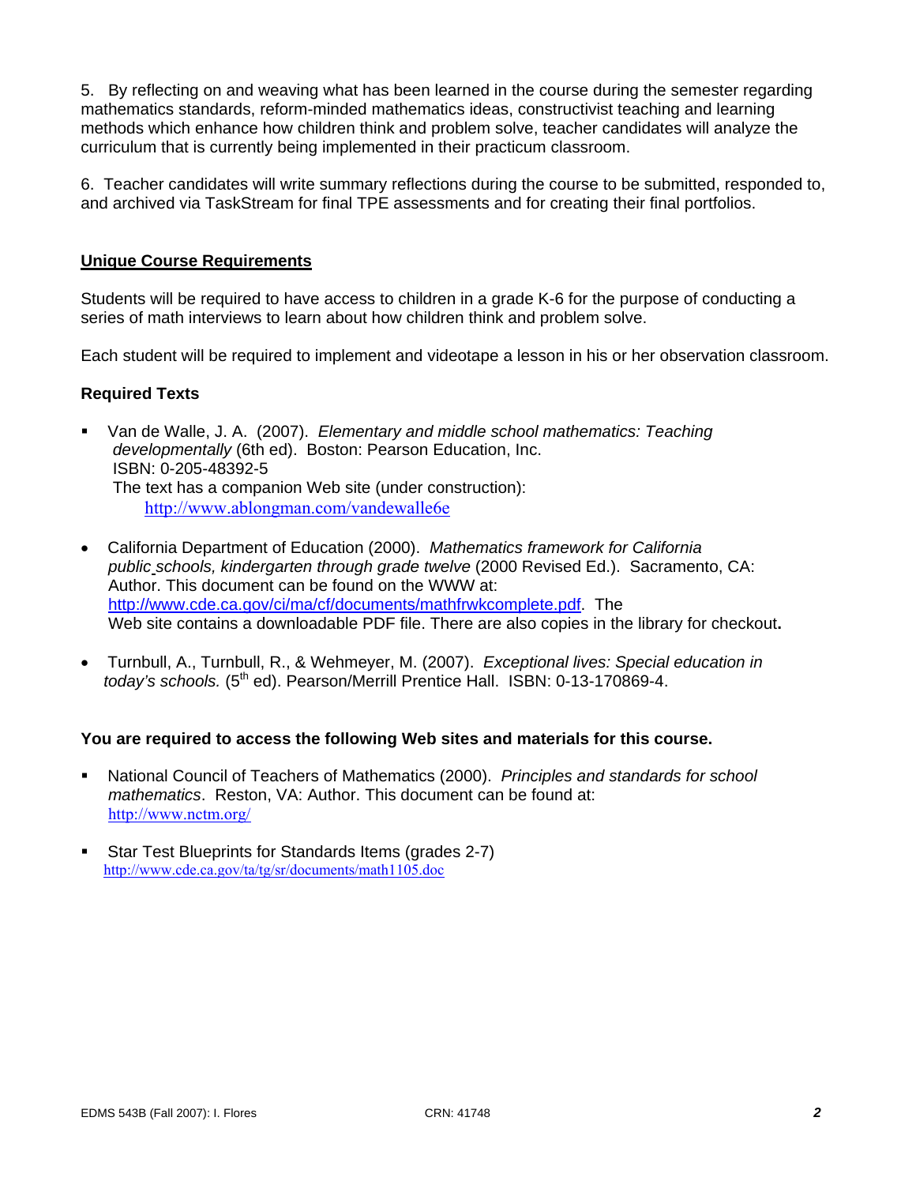5. By reflecting on and weaving what has been learned in the course during the semester regarding mathematics standards, reform-minded mathematics ideas, constructivist teaching and learning methods which enhance how children think and problem solve, teacher candidates will analyze the curriculum that is currently being implemented in their practicum classroom.

6. Teacher candidates will write summary reflections during the course to be submitted, responded to, and archived via TaskStream for final TPE assessments and for creating their final portfolios.

## Unique Course Requirements

Students will be required to have access to children in a grade K-6 for the purpose of conducting a series of math interviews to learn about how children think and problem solve.

Each student will be required to implement and videotape a lesson in his or her observation classroom.

### Required Texts

- Van de Walle, J. A. (2007). *Elementary and middle school mathematics: Teaching developmentally* (6th ed). Boston: Pearson Education, Inc. ISBN: 0-205-48392-5
  The text has a companion Web site (under construction):
  http://www.ablongman.com/vandewalle6e

- California Department of Education (2000). *Mathematics framework for California public schools, kindergarten through grade twelve* (2000 Revised Ed.). Sacramento, CA: Author. This document can be found on the WWW at: http://www.cde.ca.gov/ci/ma/cf/documents/mathfrwkcomplete.pdf. The Web site contains a downloadable PDF file. There are also copies in the library for checkout**.**

- Turnbull, A., Turnbull, R., & Wehmeyer, M. (2007). *Exceptional lives: Special education in today's schools.* (5th ed). Pearson/Merrill Prentice Hall. ISBN: 0-13-170869-4.

**You are required to access the following Web sites and materials for this course.**

- National Council of Teachers of Mathematics (2000). *Principles and standards for school mathematics*. Reston, VA: Author. This document can be found at: http://www.nctm.org/

- Star Test Blueprints for Standards Items (grades 2-7)
  http://www.cde.ca.gov/ta/tg/sr/documents/math1105.doc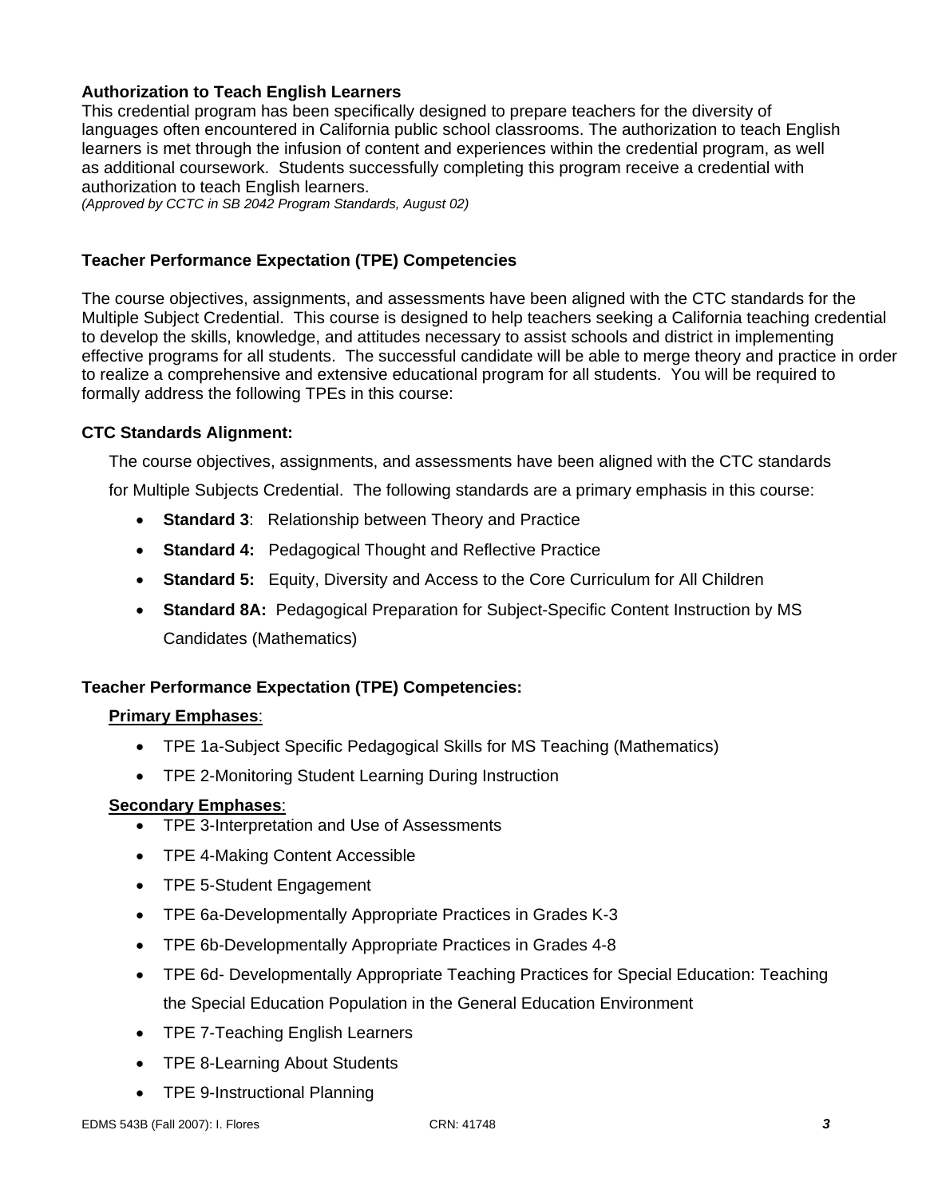**Authorization to Teach English Learners**

This credential program has been specifically designed to prepare teachers for the diversity of languages often encountered in California public school classrooms. The authorization to teach English learners is met through the infusion of content and experiences within the credential program, as well as additional coursework. Students successfully completing this program receive a credential with authorization to teach English learners.

*(Approved by CCTC in SB 2042 Program Standards, August 02)*

**Teacher Performance Expectation (TPE) Competencies**

The course objectives, assignments, and assessments have been aligned with the CTC standards for the Multiple Subject Credential. This course is designed to help teachers seeking a California teaching credential to develop the skills, knowledge, and attitudes necessary to assist schools and district in implementing effective programs for all students. The successful candidate will be able to merge theory and practice in order to realize a comprehensive and extensive educational program for all students. You will be required to formally address the following TPEs in this course:

**CTC Standards Alignment:**

The course objectives, assignments, and assessments have been aligned with the CTC standards for Multiple Subjects Credential. The following standards are a primary emphasis in this course:

- **Standard 3**: Relationship between Theory and Practice
- **Standard 4:** Pedagogical Thought and Reflective Practice
- **Standard 5:** Equity, Diversity and Access to the Core Curriculum for All Children
- **Standard 8A:** Pedagogical Preparation for Subject-Specific Content Instruction by MS Candidates (Mathematics)

**Teacher Performance Expectation (TPE) Competencies:**

**Primary Emphases**:

- TPE 1a-Subject Specific Pedagogical Skills for MS Teaching (Mathematics)
- TPE 2-Monitoring Student Learning During Instruction

**Secondary Emphases**:

- TPE 3-Interpretation and Use of Assessments
- TPE 4-Making Content Accessible
- TPE 5-Student Engagement
- TPE 6a-Developmentally Appropriate Practices in Grades K-3
- TPE 6b-Developmentally Appropriate Practices in Grades 4-8
- TPE 6d- Developmentally Appropriate Teaching Practices for Special Education: Teaching the Special Education Population in the General Education Environment
- TPE 7-Teaching English Learners
- TPE 8-Learning About Students
- TPE 9-Instructional Planning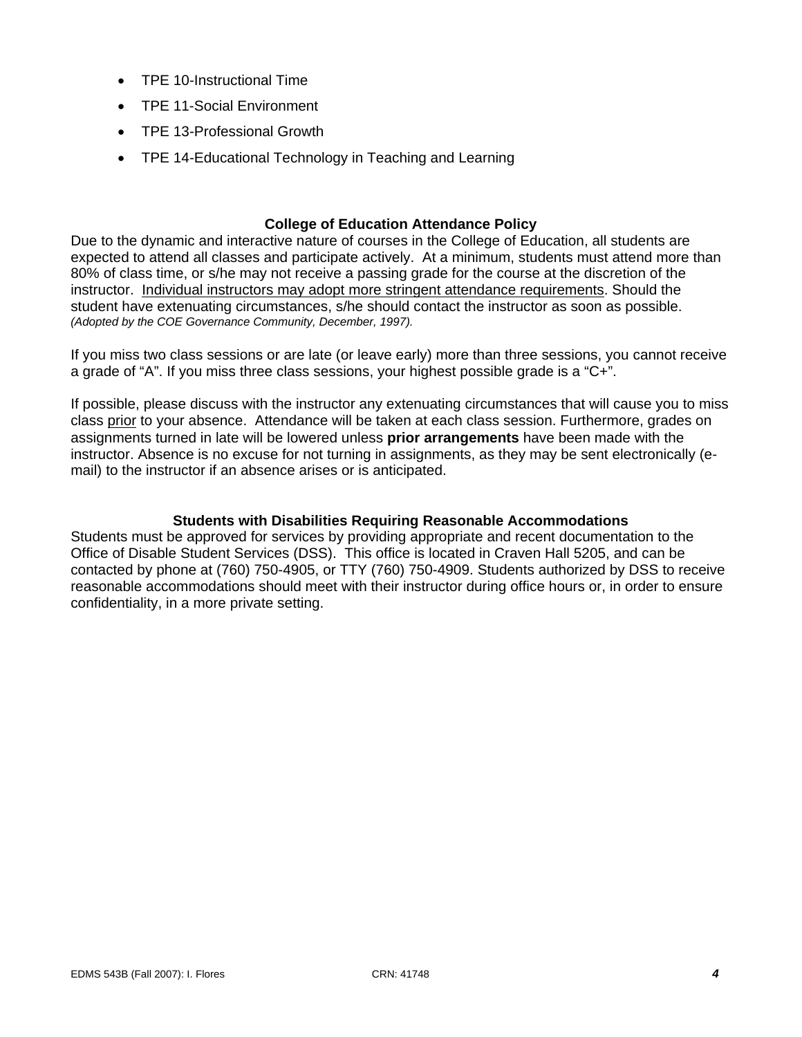- TPE 10-Instructional Time
- TPE 11-Social Environment
- TPE 13-Professional Growth
- TPE 14-Educational Technology in Teaching and Learning

### College of Education Attendance Policy

Due to the dynamic and interactive nature of courses in the College of Education, all students are expected to attend all classes and participate actively. At a minimum, students must attend more than 80% of class time, or s/he may not receive a passing grade for the course at the discretion of the instructor. <u>Individual instructors may adopt more stringent attendance requirements</u>. Should the student have extenuating circumstances, s/he should contact the instructor as soon as possible. *(Adopted by the COE Governance Community, December, 1997).*

If you miss two class sessions or are late (or leave early) more than three sessions, you cannot receive a grade of "A". If you miss three class sessions, your highest possible grade is a "C+".

If possible, please discuss with the instructor any extenuating circumstances that will cause you to miss class <u>prior</u> to your absence. Attendance will be taken at each class session. Furthermore, grades on assignments turned in late will be lowered unless **prior arrangements** have been made with the instructor. Absence is no excuse for not turning in assignments, as they may be sent electronically (e-mail) to the instructor if an absence arises or is anticipated.

### Students with Disabilities Requiring Reasonable Accommodations

Students must be approved for services by providing appropriate and recent documentation to the Office of Disable Student Services (DSS). This office is located in Craven Hall 5205, and can be contacted by phone at (760) 750-4905, or TTY (760) 750-4909. Students authorized by DSS to receive reasonable accommodations should meet with their instructor during office hours or, in order to ensure confidentiality, in a more private setting.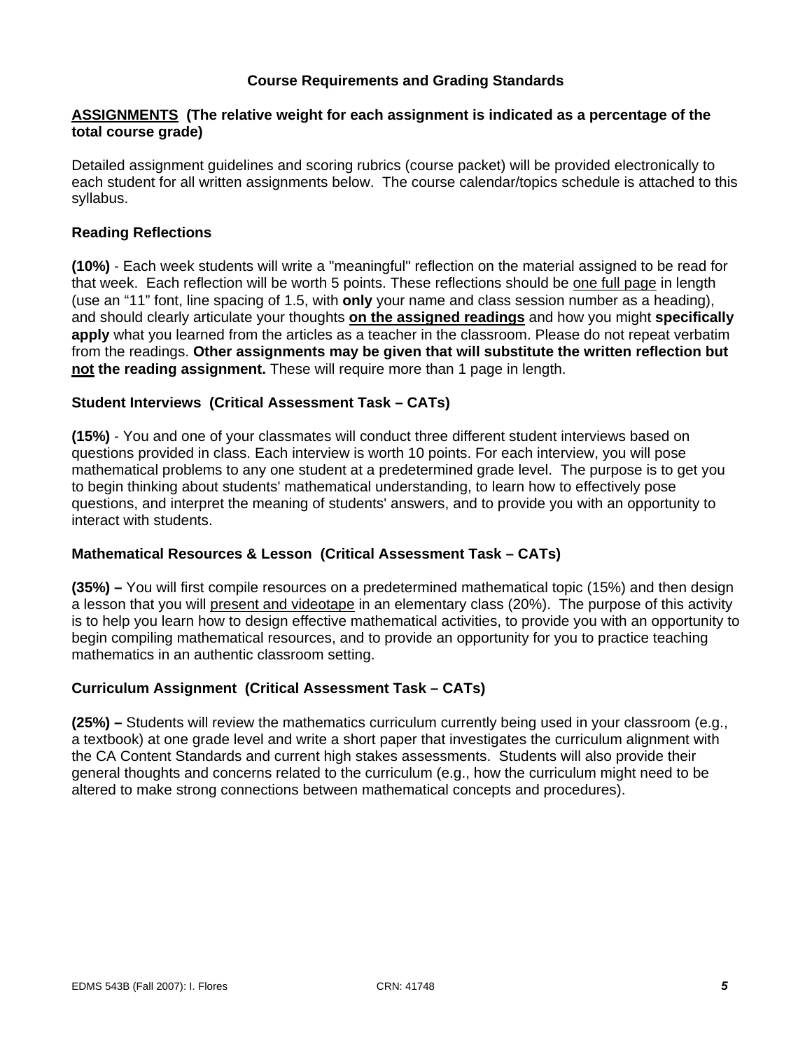## Course Requirements and Grading Standards

**<u>ASSIGNMENTS</u> (The relative weight for each assignment is indicated as a percentage of the total course grade)**

Detailed assignment guidelines and scoring rubrics (course packet) will be provided electronically to each student for all written assignments below. The course calendar/topics schedule is attached to this syllabus.

### Reading Reflections

**(10%)** - Each week students will write a "meaningful" reflection on the material assigned to be read for that week. Each reflection will be worth 5 points. These reflections should be <u>one full page</u> in length (use an "11" font, line spacing of 1.5, with **only** your name and class session number as a heading), and should clearly articulate your thoughts **<u>on the assigned readings</u>** and how you might **specifically apply** what you learned from the articles as a teacher in the classroom. Please do not repeat verbatim from the readings. **Other assignments may be given that will substitute the written reflection but <u>not</u> the reading assignment.** These will require more than 1 page in length.

### Student Interviews (Critical Assessment Task – CATs)

**(15%)** - You and one of your classmates will conduct three different student interviews based on questions provided in class. Each interview is worth 10 points. For each interview, you will pose mathematical problems to any one student at a predetermined grade level. The purpose is to get you to begin thinking about students' mathematical understanding, to learn how to effectively pose questions, and interpret the meaning of students' answers, and to provide you with an opportunity to interact with students.

### Mathematical Resources & Lesson (Critical Assessment Task – CATs)

**(35%) –** You will first compile resources on a predetermined mathematical topic (15%) and then design a lesson that you will <u>present and videotape</u> in an elementary class (20%). The purpose of this activity is to help you learn how to design effective mathematical activities, to provide you with an opportunity to begin compiling mathematical resources, and to provide an opportunity for you to practice teaching mathematics in an authentic classroom setting.

### Curriculum Assignment (Critical Assessment Task – CATs)

**(25%) –** Students will review the mathematics curriculum currently being used in your classroom (e.g., a textbook) at one grade level and write a short paper that investigates the curriculum alignment with the CA Content Standards and current high stakes assessments. Students will also provide their general thoughts and concerns related to the curriculum (e.g., how the curriculum might need to be altered to make strong connections between mathematical concepts and procedures).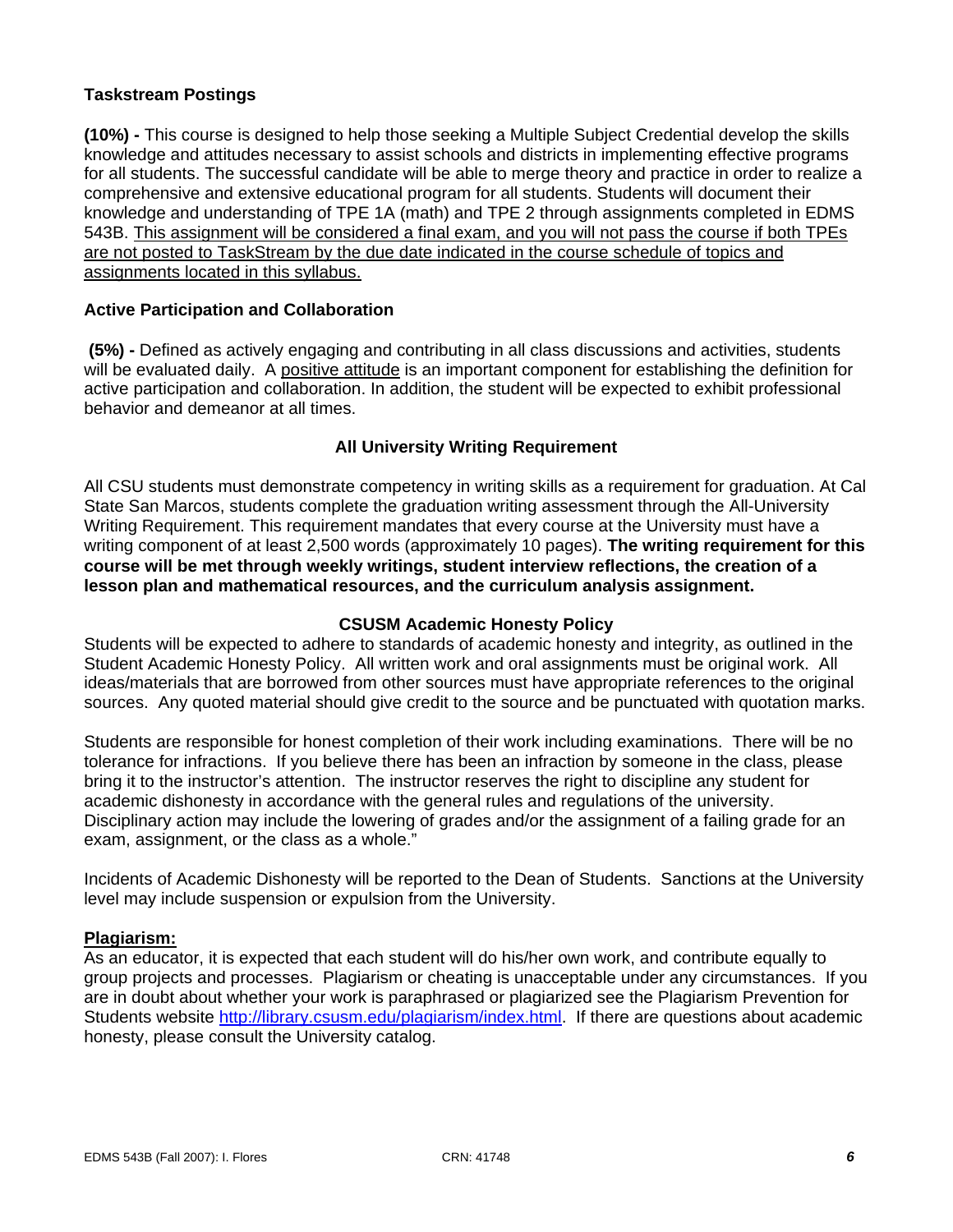### Taskstream Postings

**(10%) -** This course is designed to help those seeking a Multiple Subject Credential develop the skills knowledge and attitudes necessary to assist schools and districts in implementing effective programs for all students. The successful candidate will be able to merge theory and practice in order to realize a comprehensive and extensive educational program for all students. Students will document their knowledge and understanding of TPE 1A (math) and TPE 2 through assignments completed in EDMS 543B. <u>This assignment will be considered a final exam, and you will not pass the course if both TPEs are not posted to TaskStream by the due date indicated in the course schedule of topics and assignments located in this syllabus.</u>

### Active Participation and Collaboration

**(5%) -** Defined as actively engaging and contributing in all class discussions and activities, students will be evaluated daily. A <u>positive attitude</u> is an important component for establishing the definition for active participation and collaboration. In addition, the student will be expected to exhibit professional behavior and demeanor at all times.

### All University Writing Requirement

All CSU students must demonstrate competency in writing skills as a requirement for graduation. At Cal State San Marcos, students complete the graduation writing assessment through the All-University Writing Requirement. This requirement mandates that every course at the University must have a writing component of at least 2,500 words (approximately 10 pages). **The writing requirement for this course will be met through weekly writings, student interview reflections, the creation of a lesson plan and mathematical resources, and the curriculum analysis assignment.**

### CSUSM Academic Honesty Policy

Students will be expected to adhere to standards of academic honesty and integrity, as outlined in the Student Academic Honesty Policy. All written work and oral assignments must be original work. All ideas/materials that are borrowed from other sources must have appropriate references to the original sources. Any quoted material should give credit to the source and be punctuated with quotation marks.

Students are responsible for honest completion of their work including examinations. There will be no tolerance for infractions. If you believe there has been an infraction by someone in the class, please bring it to the instructor's attention. The instructor reserves the right to discipline any student for academic dishonesty in accordance with the general rules and regulations of the university. Disciplinary action may include the lowering of grades and/or the assignment of a failing grade for an exam, assignment, or the class as a whole."

Incidents of Academic Dishonesty will be reported to the Dean of Students. Sanctions at the University level may include suspension or expulsion from the University.

**<u>Plagiarism:</u>**

As an educator, it is expected that each student will do his/her own work, and contribute equally to group projects and processes. Plagiarism or cheating is unacceptable under any circumstances. If you are in doubt about whether your work is paraphrased or plagiarized see the Plagiarism Prevention for Students website http://library.csusm.edu/plagiarism/index.html. If there are questions about academic honesty, please consult the University catalog.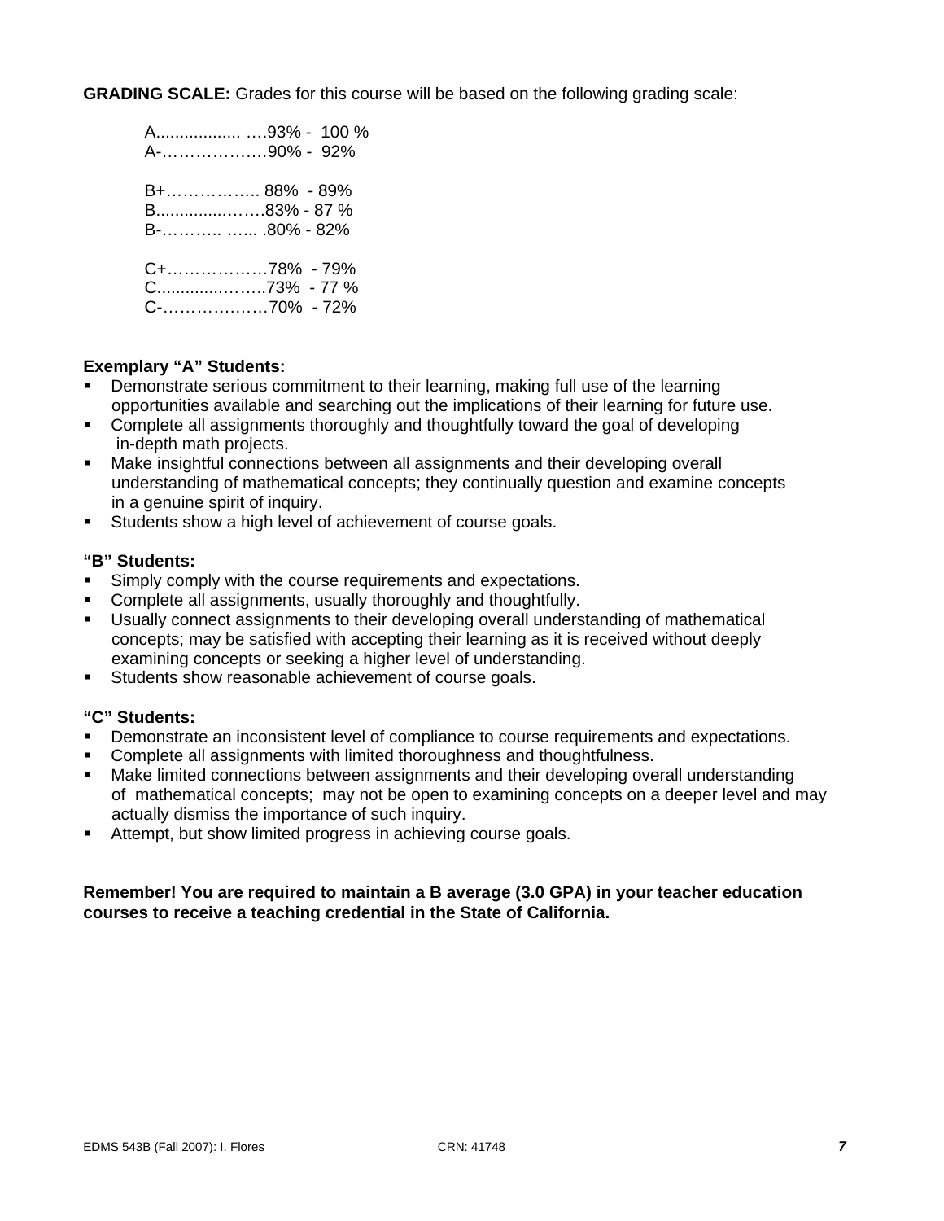**GRADING SCALE:** Grades for this course will be based on the following grading scale:

A.................. ….93% - 100 %
A-………………90% - 92%

B+…………….. 88% - 89%
B...............…….83% - 87 %
B-……….. …... .80% - 82%

C+………………78% - 79%
C..............……..73% - 77 %
C-………….……70% - 72%

**Exemplary "A" Students:**

- Demonstrate serious commitment to their learning, making full use of the learning opportunities available and searching out the implications of their learning for future use.
- Complete all assignments thoroughly and thoughtfully toward the goal of developing in-depth math projects.
- Make insightful connections between all assignments and their developing overall understanding of mathematical concepts; they continually question and examine concepts in a genuine spirit of inquiry.
- Students show a high level of achievement of course goals.

**"B" Students:**

- Simply comply with the course requirements and expectations.
- Complete all assignments, usually thoroughly and thoughtfully.
- Usually connect assignments to their developing overall understanding of mathematical concepts; may be satisfied with accepting their learning as it is received without deeply examining concepts or seeking a higher level of understanding.
- Students show reasonable achievement of course goals.

**"C" Students:**

- Demonstrate an inconsistent level of compliance to course requirements and expectations.
- Complete all assignments with limited thoroughness and thoughtfulness.
- Make limited connections between assignments and their developing overall understanding of mathematical concepts; may not be open to examining concepts on a deeper level and may actually dismiss the importance of such inquiry.
- Attempt, but show limited progress in achieving course goals.

**Remember! You are required to maintain a B average (3.0 GPA) in your teacher education courses to receive a teaching credential in the State of California.**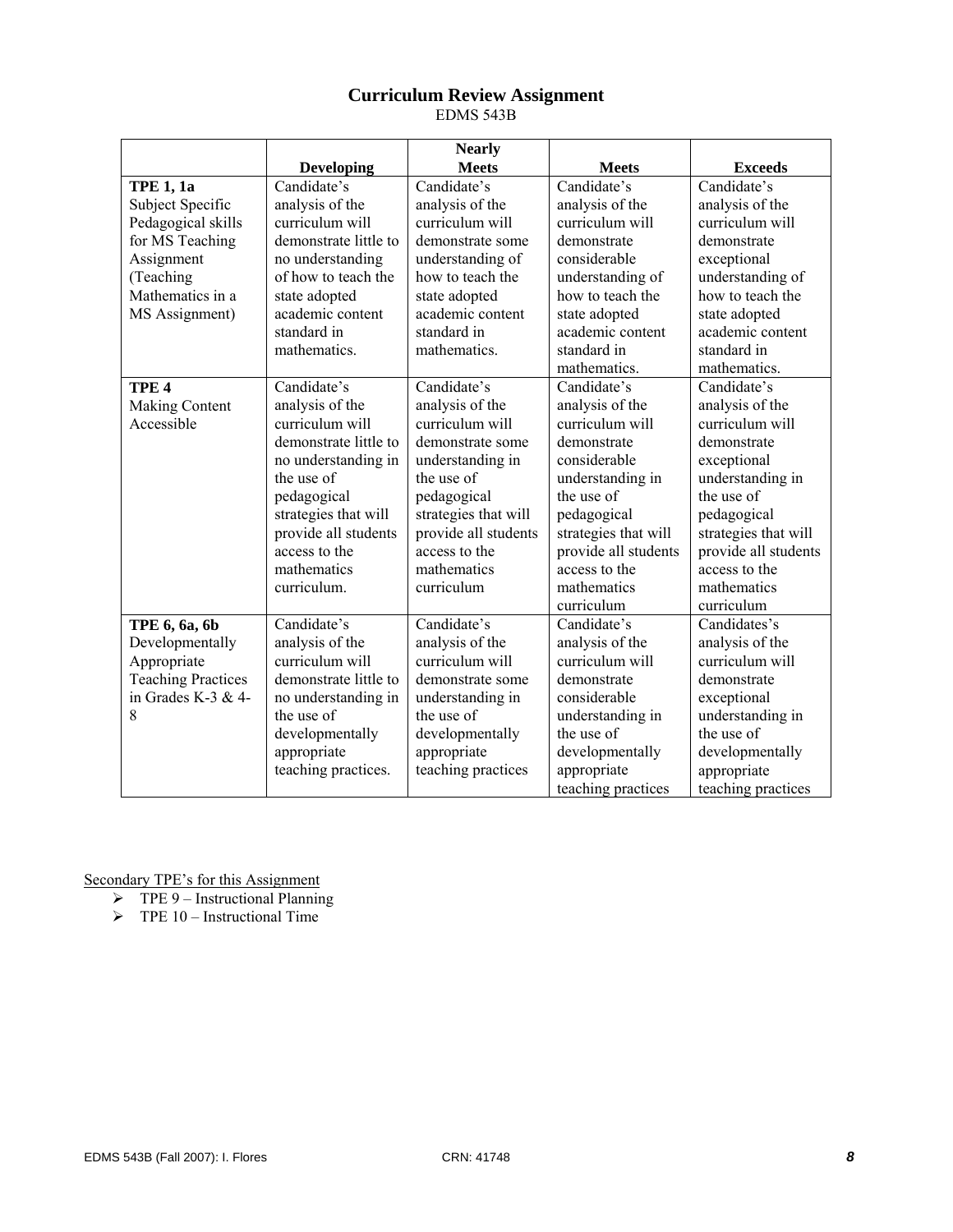## Curriculum Review Assignment

EDMS 543B

| | Developing | Nearly Meets | Meets | Exceeds |
|---|---|---|---|---|
| **TPE 1, 1a** Subject Specific Pedagogical skills for MS Teaching Assignment (Teaching Mathematics in a MS Assignment) | Candidate's analysis of the curriculum will demonstrate little to no understanding of how to teach the state adopted academic content standard in mathematics. | Candidate's analysis of the curriculum will demonstrate some understanding of how to teach the state adopted academic content standard in mathematics. | Candidate's analysis of the curriculum will demonstrate considerable understanding of how to teach the state adopted academic content standard in mathematics. | Candidate's analysis of the curriculum will demonstrate exceptional understanding of how to teach the state adopted academic content standard in mathematics. |
| **TPE 4** Making Content Accessible | Candidate's analysis of the curriculum will demonstrate little to no understanding in the use of pedagogical strategies that will provide all students access to the mathematics curriculum. | Candidate's analysis of the curriculum will demonstrate some understanding in the use of pedagogical strategies that will provide all students access to the mathematics curriculum | Candidate's analysis of the curriculum will demonstrate considerable understanding in the use of pedagogical strategies that will provide all students access to the mathematics curriculum | Candidate's analysis of the curriculum will demonstrate exceptional understanding in the use of pedagogical strategies that will provide all students access to the mathematics curriculum |
| **TPE 6, 6a, 6b** Developmentally Appropriate Teaching Practices in Grades K-3 & 4-8 | Candidate's analysis of the curriculum will demonstrate little to no understanding in the use of developmentally appropriate teaching practices. | Candidate's analysis of the curriculum will demonstrate some understanding in the use of developmentally appropriate teaching practices | Candidate's analysis of the curriculum will demonstrate considerable understanding in the use of developmentally appropriate teaching practices | Candidates's analysis of the curriculum will demonstrate exceptional understanding in the use of developmentally appropriate teaching practices |

Secondary TPE's for this Assignment

- TPE 9 – Instructional Planning
- TPE 10 – Instructional Time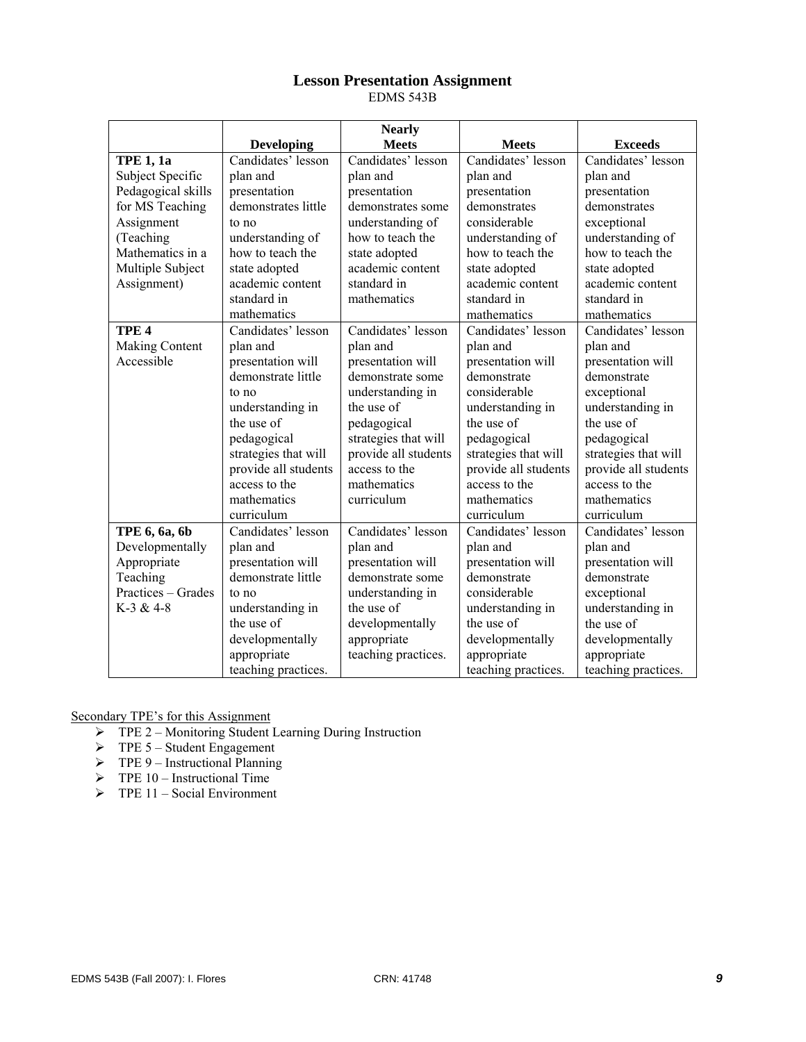## Lesson Presentation Assignment

EDMS 543B

| | Developing | Nearly Meets | Meets | Exceeds |
|---|---|---|---|---|
| **TPE 1, 1a** Subject Specific Pedagogical skills for MS Teaching Assignment (Teaching Mathematics in a Multiple Subject Assignment) | Candidates' lesson plan and presentation demonstrates little to no understanding of how to teach the state adopted academic content standard in mathematics | Candidates' lesson plan and presentation demonstrates some understanding of how to teach the state adopted academic content standard in mathematics | Candidates' lesson plan and presentation demonstrates considerable understanding of how to teach the state adopted academic content standard in mathematics | Candidates' lesson plan and presentation demonstrates exceptional understanding of how to teach the state adopted academic content standard in mathematics |
| **TPE 4** Making Content Accessible | Candidates' lesson plan and presentation will demonstrate little to no understanding in the use of pedagogical strategies that will provide all students access to the mathematics curriculum | Candidates' lesson plan and presentation will demonstrate some understanding in the use of pedagogical strategies that will provide all students access to the mathematics curriculum | Candidates' lesson plan and presentation will demonstrate considerable understanding in the use of pedagogical strategies that will provide all students access to the mathematics curriculum | Candidates' lesson plan and presentation will demonstrate exceptional understanding in the use of pedagogical strategies that will provide all students access to the mathematics curriculum |
| **TPE 6, 6a, 6b** Developmentally Appropriate Teaching Practices – Grades K-3 & 4-8 | Candidates' lesson plan and presentation will demonstrate little to no understanding in the use of developmentally appropriate teaching practices. | Candidates' lesson plan and presentation will demonstrate some understanding in the use of developmentally appropriate teaching practices. | Candidates' lesson plan and presentation will demonstrate considerable understanding in the use of developmentally appropriate teaching practices. | Candidates' lesson plan and presentation will demonstrate exceptional understanding in the use of developmentally appropriate teaching practices. |

Secondary TPE's for this Assignment

- TPE 2 – Monitoring Student Learning During Instruction
- TPE 5 – Student Engagement
- TPE 9 – Instructional Planning
- TPE 10 – Instructional Time
- TPE 11 – Social Environment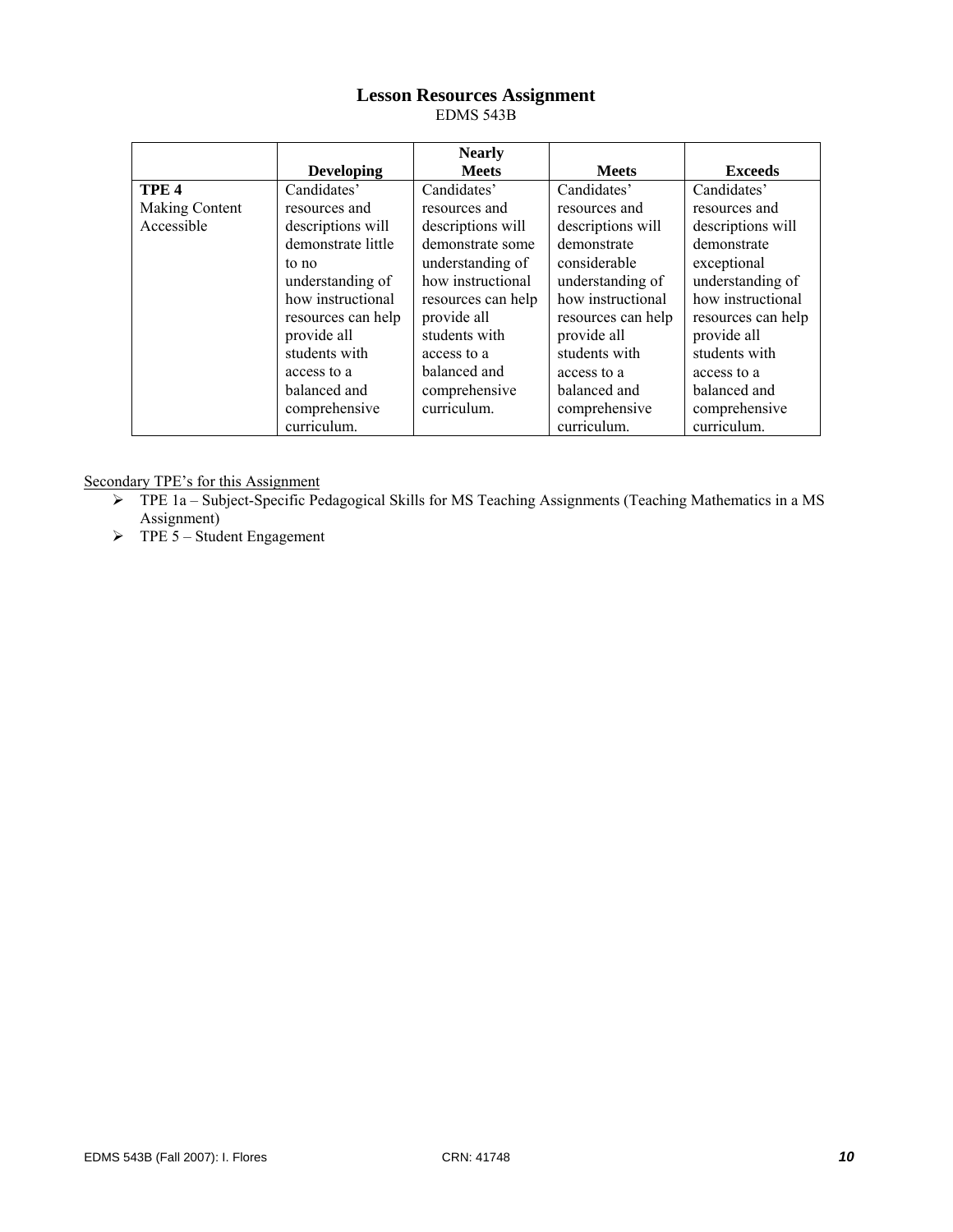## Lesson Resources Assignment

EDMS 543B

| | Developing | Nearly Meets | Meets | Exceeds |
|---|---|---|---|---|
| **TPE 4** Making Content Accessible | Candidates' resources and descriptions will demonstrate little to no understanding of how instructional resources can help provide all students with access to a balanced and comprehensive curriculum. | Candidates' resources and descriptions will demonstrate some understanding of how instructional resources can help provide all students with access to a balanced and comprehensive curriculum. | Candidates' resources and descriptions will demonstrate considerable understanding of how instructional resources can help provide all students with access to a balanced and comprehensive curriculum. | Candidates' resources and descriptions will demonstrate exceptional understanding of how instructional resources can help provide all students with access to a balanced and comprehensive curriculum. |

Secondary TPE's for this Assignment

- TPE 1a – Subject-Specific Pedagogical Skills for MS Teaching Assignments (Teaching Mathematics in a MS Assignment)
- TPE 5 – Student Engagement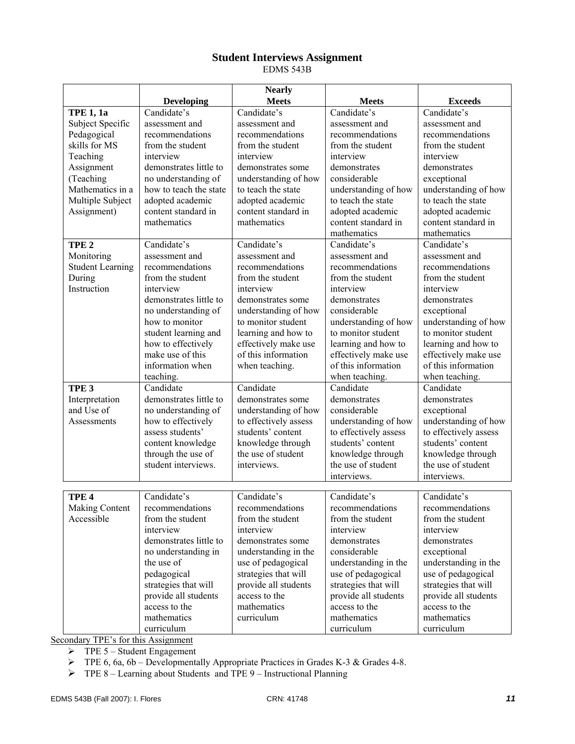# Student Interviews Assignment

EDMS 543B

| | Developing | Nearly Meets | Meets | Exceeds |
|---|---|---|---|---|
| **TPE 1, 1a** Subject Specific Pedagogical skills for MS Teaching Assignment (Teaching Mathematics in a Multiple Subject Assignment) | Candidate's assessment and recommendations from the student interview demonstrates little to no understanding of how to teach the state adopted academic content standard in mathematics | Candidate's assessment and recommendations from the student interview demonstrates some understanding of how to teach the state adopted academic content standard in mathematics | Candidate's assessment and recommendations from the student interview demonstrates considerable understanding of how to teach the state adopted academic content standard in mathematics | Candidate's assessment and recommendations from the student interview demonstrates exceptional understanding of how to teach the state adopted academic content standard in mathematics |
| **TPE 2** Monitoring Student Learning During Instruction | Candidate's assessment and recommendations from the student interview demonstrates little to no understanding of how to monitor student learning and how to effectively make use of this information when teaching. | Candidate's assessment and recommendations from the student interview demonstrates some understanding of how to monitor student learning and how to effectively make use of this information when teaching. | Candidate's assessment and recommendations from the student interview demonstrates considerable understanding of how to monitor student learning and how to effectively make use of this information when teaching. | Candidate's assessment and recommendations from the student interview demonstrates exceptional understanding of how to monitor student learning and how to effectively make use of this information when teaching. |
| **TPE 3** Interpretation and Use of Assessments | Candidate demonstrates little to no understanding of how to effectively assess students' content knowledge through the use of student interviews. | Candidate demonstrates some understanding of how to effectively assess students' content knowledge through the use of student interviews. | Candidate demonstrates considerable understanding of how to effectively assess students' content knowledge through the use of student interviews. | Candidate demonstrates exceptional understanding of how to effectively assess students' content knowledge through the use of student interviews. |
| **TPE 4** Making Content Accessible | Candidate's recommendations from the student interview demonstrates little to no understanding in the use of pedagogical strategies that will provide all students access to the mathematics curriculum | Candidate's recommendations from the student interview demonstrates some understanding in the use of pedagogical strategies that will provide all students access to the mathematics curriculum | Candidate's recommendations from the student interview demonstrates considerable understanding in the use of pedagogical strategies that will provide all students access to the mathematics curriculum | Candidate's recommendations from the student interview demonstrates exceptional understanding in the use of pedagogical strategies that will provide all students access to the mathematics curriculum |

<u>Secondary TPE's for this Assignment</u>

- TPE 5 – Student Engagement
- TPE 6, 6a, 6b – Developmentally Appropriate Practices in Grades K-3 & Grades 4-8.
- TPE 8 – Learning about Students and TPE 9 – Instructional Planning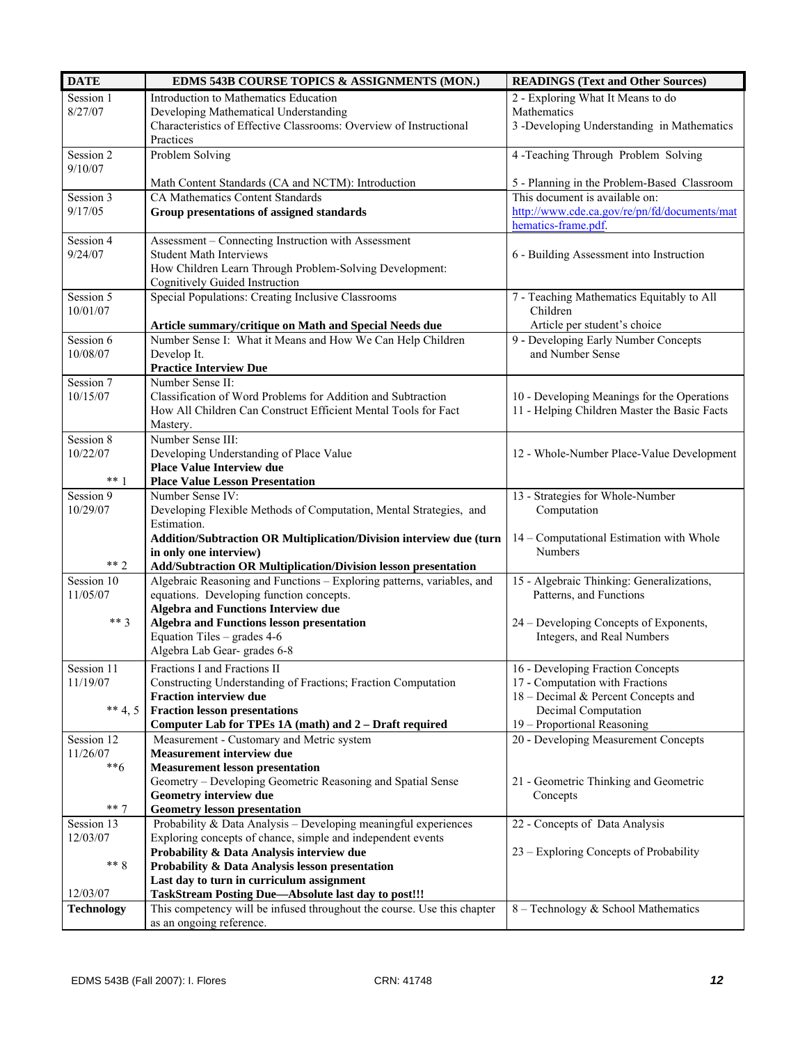| DATE | EDMS 543B COURSE TOPICS & ASSIGNMENTS (MON.) | READINGS (Text and Other Sources) |
|---|---|---|
| Session 1<br>8/27/07 | Introduction to Mathematics Education<br>Developing Mathematical Understanding<br>Characteristics of Effective Classrooms: Overview of Instructional Practices | 2 - Exploring What It Means to do Mathematics<br>3 -Developing Understanding in Mathematics |
| Session 2<br>9/10/07 | Problem Solving<br><br>Math Content Standards (CA and NCTM): Introduction | 4 -Teaching Through Problem Solving<br><br>5 - Planning in the Problem-Based Classroom |
| Session 3<br>9/17/05 | CA Mathematics Content Standards<br>**Group presentations of assigned standards** | This document is available on:<br>http://www.cde.ca.gov/re/pn/fd/documents/mathematics-frame.pdf. |
| Session 4<br>9/24/07 | Assessment – Connecting Instruction with Assessment<br>Student Math Interviews<br>How Children Learn Through Problem-Solving Development: Cognitively Guided Instruction | 6 - Building Assessment into Instruction |
| Session 5<br>10/01/07 | Special Populations: Creating Inclusive Classrooms<br><br>**Article summary/critique on Math and Special Needs due** | 7 - Teaching Mathematics Equitably to All Children<br>Article per student's choice |
| Session 6<br>10/08/07 | Number Sense I: What it Means and How We Can Help Children Develop It.<br>**Practice Interview Due** | 9 - Developing Early Number Concepts and Number Sense |
| Session 7<br>10/15/07 | Number Sense II:<br>Classification of Word Problems for Addition and Subtraction<br>How All Children Can Construct Efficient Mental Tools for Fact Mastery. | 10 - Developing Meanings for the Operations<br>11 - Helping Children Master the Basic Facts |
| Session 8<br>10/22/07<br><br>** 1 | Number Sense III:<br>Developing Understanding of Place Value<br>**Place Value Interview due**<br>**Place Value Lesson Presentation** | 12 - Whole-Number Place-Value Development |
| Session 9<br>10/29/07<br><br><br><br>** 2 | Number Sense IV:<br>Developing Flexible Methods of Computation, Mental Strategies, and Estimation.<br>**Addition/Subtraction OR Multiplication/Division interview due (turn in only one interview)**<br>**Add/Subtraction OR Multiplication/Division lesson presentation** | 13 - Strategies for Whole-Number Computation<br><br>14 – Computational Estimation with Whole Numbers |
| Session 10<br>11/05/07<br><br>** 3 | Algebraic Reasoning and Functions – Exploring patterns, variables, and equations. Developing function concepts.<br>**Algebra and Functions Interview due**<br>**Algebra and Functions lesson presentation**<br>Equation Tiles – grades 4-6<br>Algebra Lab Gear- grades 6-8 | 15 - Algebraic Thinking: Generalizations, Patterns, and Functions<br><br>24 – Developing Concepts of Exponents, Integers, and Real Numbers |
| Session 11<br>11/19/07<br><br>** 4, 5 | Fractions I and Fractions II<br>Constructing Understanding of Fractions; Fraction Computation<br>**Fraction interview due**<br>**Fraction lesson presentations**<br>**Computer Lab for TPEs 1A (math) and 2 – Draft required** | 16 - Developing Fraction Concepts<br>17 - Computation with Fractions<br>18 – Decimal & Percent Concepts and Decimal Computation<br>19 – Proportional Reasoning |
| Session 12<br>11/26/07<br>**6<br><br><br>** 7 | Measurement - Customary and Metric system<br>**Measurement interview due**<br>**Measurement lesson presentation**<br>Geometry – Developing Geometric Reasoning and Spatial Sense<br>**Geometry interview due**<br>**Geometry lesson presentation** | 20 - Developing Measurement Concepts<br><br><br>21 - Geometric Thinking and Geometric Concepts |
| Session 13<br>12/03/07<br><br>** 8<br><br>12/03/07 | Probability & Data Analysis – Developing meaningful experiences<br>Exploring concepts of chance, simple and independent events<br>**Probability & Data Analysis interview due**<br>**Probability & Data Analysis lesson presentation**<br>**Last day to turn in curriculum assignment**<br>**TaskStream Posting Due—Absolute last day to post!!!** | 22 - Concepts of Data Analysis<br><br>23 – Exploring Concepts of Probability |
| **Technology** | This competency will be infused throughout the course. Use this chapter as an ongoing reference. | 8 – Technology & School Mathematics |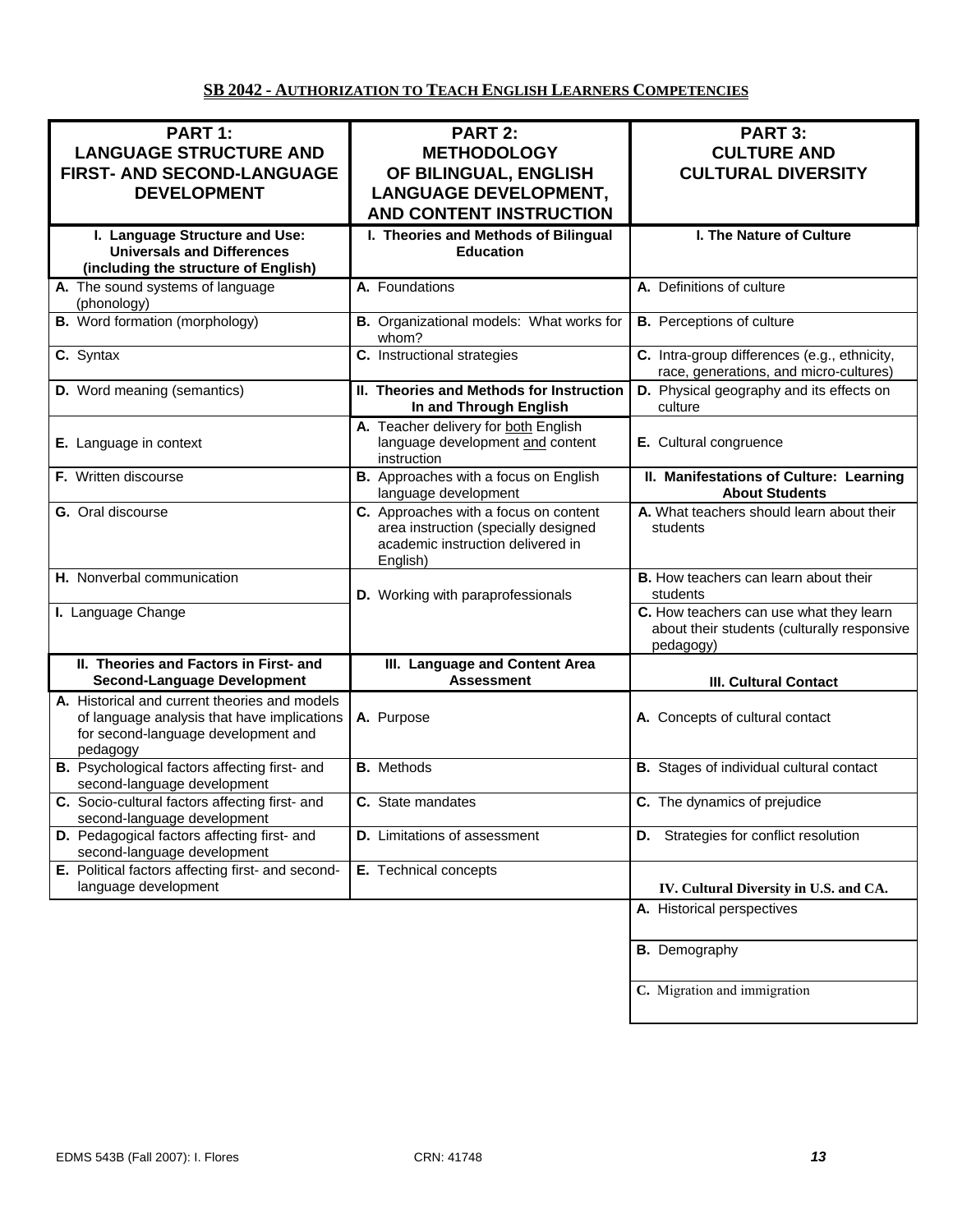## SB 2042 - AUTHORIZATION TO TEACH ENGLISH LEARNERS COMPETENCIES

| PART 1: LANGUAGE STRUCTURE AND FIRST- AND SECOND-LANGUAGE DEVELOPMENT | PART 2: METHODOLOGY OF BILINGUAL, ENGLISH LANGUAGE DEVELOPMENT, AND CONTENT INSTRUCTION | PART 3: CULTURE AND CULTURAL DIVERSITY |
|---|---|---|
| **I. Language Structure and Use: Universals and Differences (including the structure of English)** | **I. Theories and Methods of Bilingual Education** | **I. The Nature of Culture** |
| **A.** The sound systems of language (phonology) | **A.** Foundations | **A.** Definitions of culture |
| **B.** Word formation (morphology) | **B.** Organizational models: What works for whom? | **B.** Perceptions of culture |
| **C.** Syntax | **C.** Instructional strategies | **C.** Intra-group differences (e.g., ethnicity, race, generations, and micro-cultures) |
| **D.** Word meaning (semantics) | **II. Theories and Methods for Instruction In and Through English** | **D.** Physical geography and its effects on culture |
| **E.** Language in context | **A.** Teacher delivery for both English language development and content instruction | **E.** Cultural congruence |
| **F.** Written discourse | **B.** Approaches with a focus on English language development | **II. Manifestations of Culture: Learning About Students** |
| **G.** Oral discourse | **C.** Approaches with a focus on content area instruction (specially designed academic instruction delivered in English) | **A.** What teachers should learn about their students |
| **H.** Nonverbal communication | **D.** Working with paraprofessionals | **B.** How teachers can learn about their students |
| **I.** Language Change | | **C.** How teachers can use what they learn about their students (culturally responsive pedagogy) |
| **II. Theories and Factors in First- and Second-Language Development** | **III. Language and Content Area Assessment** | **III. Cultural Contact** |
| **A.** Historical and current theories and models of language analysis that have implications for second-language development and pedagogy | **A.** Purpose | **A.** Concepts of cultural contact |
| **B.** Psychological factors affecting first- and second-language development | **B.** Methods | **B.** Stages of individual cultural contact |
| **C.** Socio-cultural factors affecting first- and second-language development | **C.** State mandates | **C.** The dynamics of prejudice |
| **D.** Pedagogical factors affecting first- and second-language development | **D.** Limitations of assessment | **D.** Strategies for conflict resolution |
| **E.** Political factors affecting first- and second-language development | **E.** Technical concepts | **IV. Cultural Diversity in U.S. and CA.** |
| | | **A.** Historical perspectives |
| | | **B.** Demography |
| | | **C.** Migration and immigration |

EDMS 543B (Fall 2007): I. Flores CRN: 41748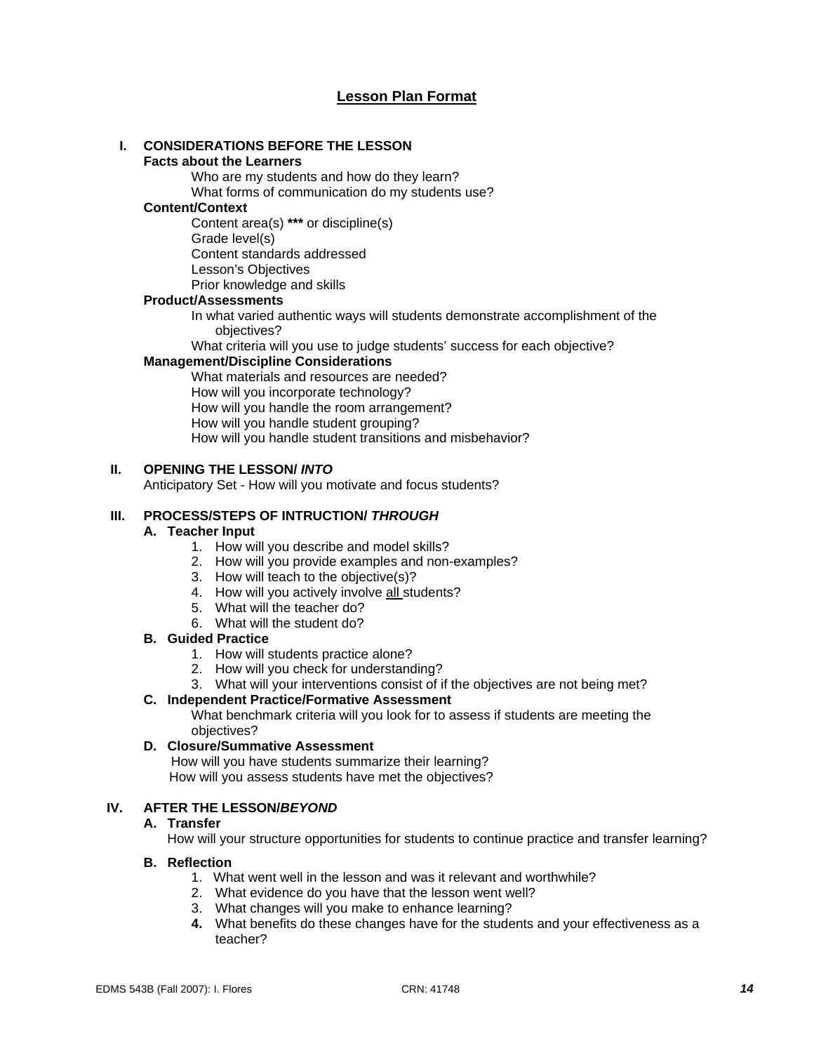# Lesson Plan Format

## I. CONSIDERATIONS BEFORE THE LESSON

**Facts about the Learners**

Who are my students and how do they learn?
What forms of communication do my students use?

**Content/Context**

Content area(s) ***** or discipline(s)
Grade level(s)
Content standards addressed
Lesson's Objectives
Prior knowledge and skills

**Product/Assessments**

In what varied authentic ways will students demonstrate accomplishment of the objectives?
What criteria will you use to judge students' success for each objective?

**Management/Discipline Considerations**

What materials and resources are needed?
How will you incorporate technology?
How will you handle the room arrangement?
How will you handle student grouping?
How will you handle student transitions and misbehavior?

## II. OPENING THE LESSON/ *INTO*

Anticipatory Set - How will you motivate and focus students?

## III. PROCESS/STEPS OF INTRUCTION/ *THROUGH*

**A. Teacher Input**

1. How will you describe and model skills?
2. How will you provide examples and non-examples?
3. How will teach to the objective(s)?
4. How will you actively involve <u>all</u> students?
5. What will the teacher do?
6. What will the student do?

**B. Guided Practice**

1. How will students practice alone?
2. How will you check for understanding?
3. What will your interventions consist of if the objectives are not being met?

**C. Independent Practice/Formative Assessment**

What benchmark criteria will you look for to assess if students are meeting the objectives?

**D. Closure/Summative Assessment**

How will you have students summarize their learning?
How will you assess students have met the objectives?

## IV. AFTER THE LESSON/*BEYOND*

**A. Transfer**

How will your structure opportunities for students to continue practice and transfer learning?

**B. Reflection**

1. What went well in the lesson and was it relevant and worthwhile?
2. What evidence do you have that the lesson went well?
3. What changes will you make to enhance learning?
4. What benefits do these changes have for the students and your effectiveness as a teacher?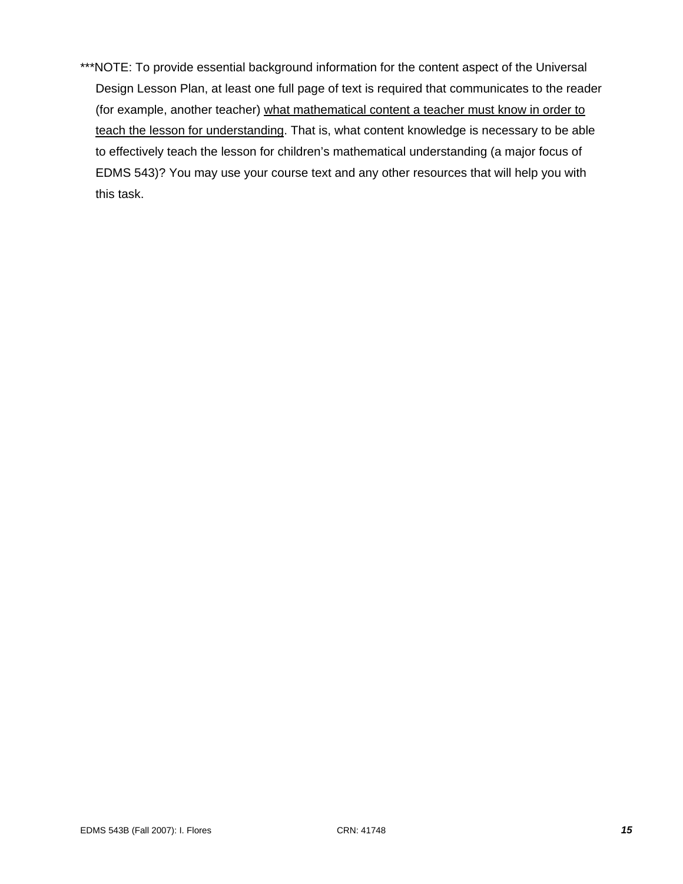***NOTE: To provide essential background information for the content aspect of the Universal Design Lesson Plan, at least one full page of text is required that communicates to the reader (for example, another teacher) <u>what mathematical content a teacher must know in order to teach the lesson for understanding</u>. That is, what content knowledge is necessary to be able to effectively teach the lesson for children's mathematical understanding (a major focus of EDMS 543)? You may use your course text and any other resources that will help you with this task.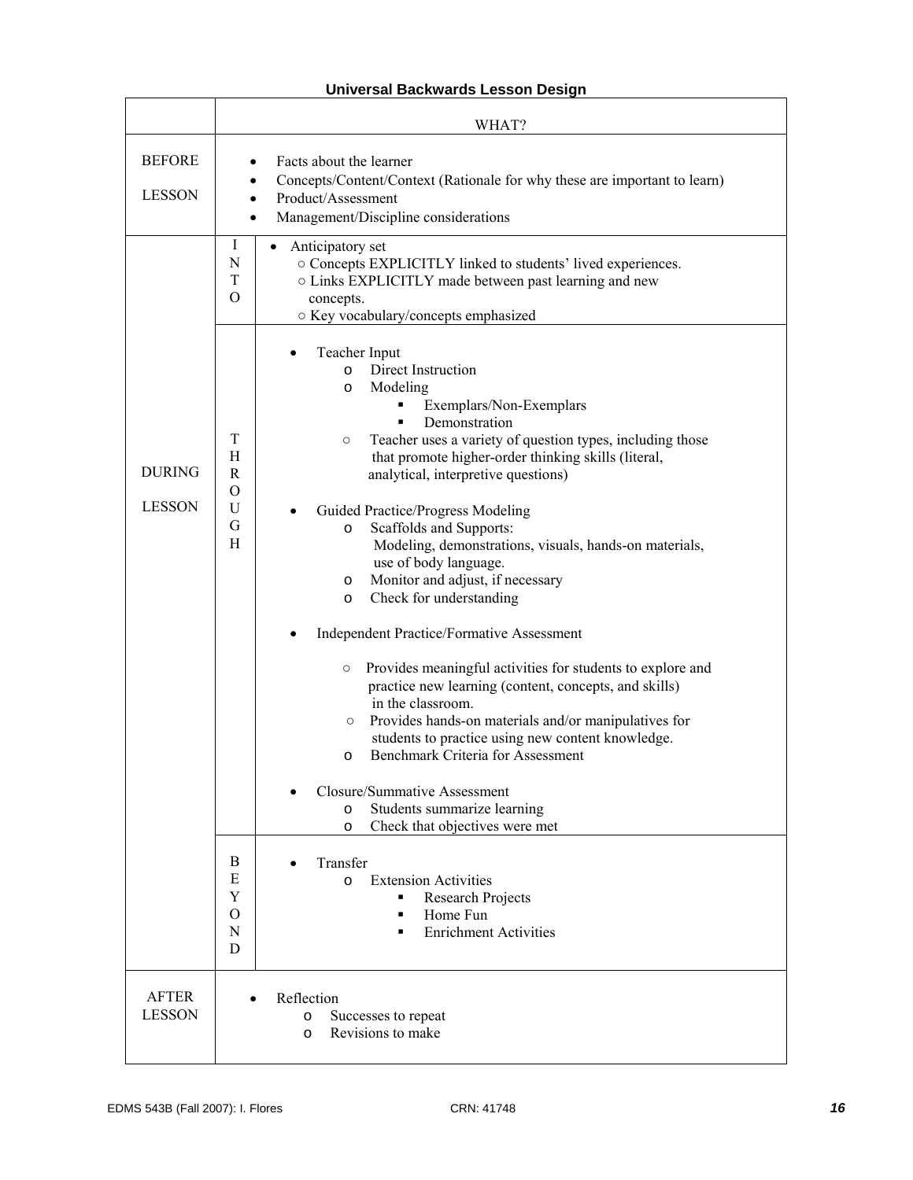## Universal Backwards Lesson Design

| | | WHAT? |
|---|---|---|
| BEFORE LESSON | | • Facts about the learner<br>• Concepts/Content/Context (Rationale for why these are important to learn)<br>• Product/Assessment<br>• Management/Discipline considerations |
| DURING LESSON | INTO | • Anticipatory set<br>○ Concepts EXPLICITLY linked to students' lived experiences.<br>○ Links EXPLICITLY made between past learning and new concepts.<br>○ Key vocabulary/concepts emphasized |
| | THROUGH | • Teacher Input<br>o Direct Instruction<br>o Modeling<br>▪ Exemplars/Non-Exemplars<br>▪ Demonstration<br>○ Teacher uses a variety of question types, including those that promote higher-order thinking skills (literal, analytical, interpretive questions)<br><br>• Guided Practice/Progress Modeling<br>o Scaffolds and Supports: Modeling, demonstrations, visuals, hands-on materials, use of body language.<br>o Monitor and adjust, if necessary<br>o Check for understanding<br><br>• Independent Practice/Formative Assessment<br>○ Provides meaningful activities for students to explore and practice new learning (content, concepts, and skills) in the classroom.<br>○ Provides hands-on materials and/or manipulatives for students to practice using new content knowledge.<br>o Benchmark Criteria for Assessment<br><br>• Closure/Summative Assessment<br>o Students summarize learning<br>o Check that objectives were met |
| | BEYOND | • Transfer<br>o Extension Activities<br>▪ Research Projects<br>▪ Home Fun<br>▪ Enrichment Activities |
| AFTER LESSON | | • Reflection<br>o Successes to repeat<br>o Revisions to make |